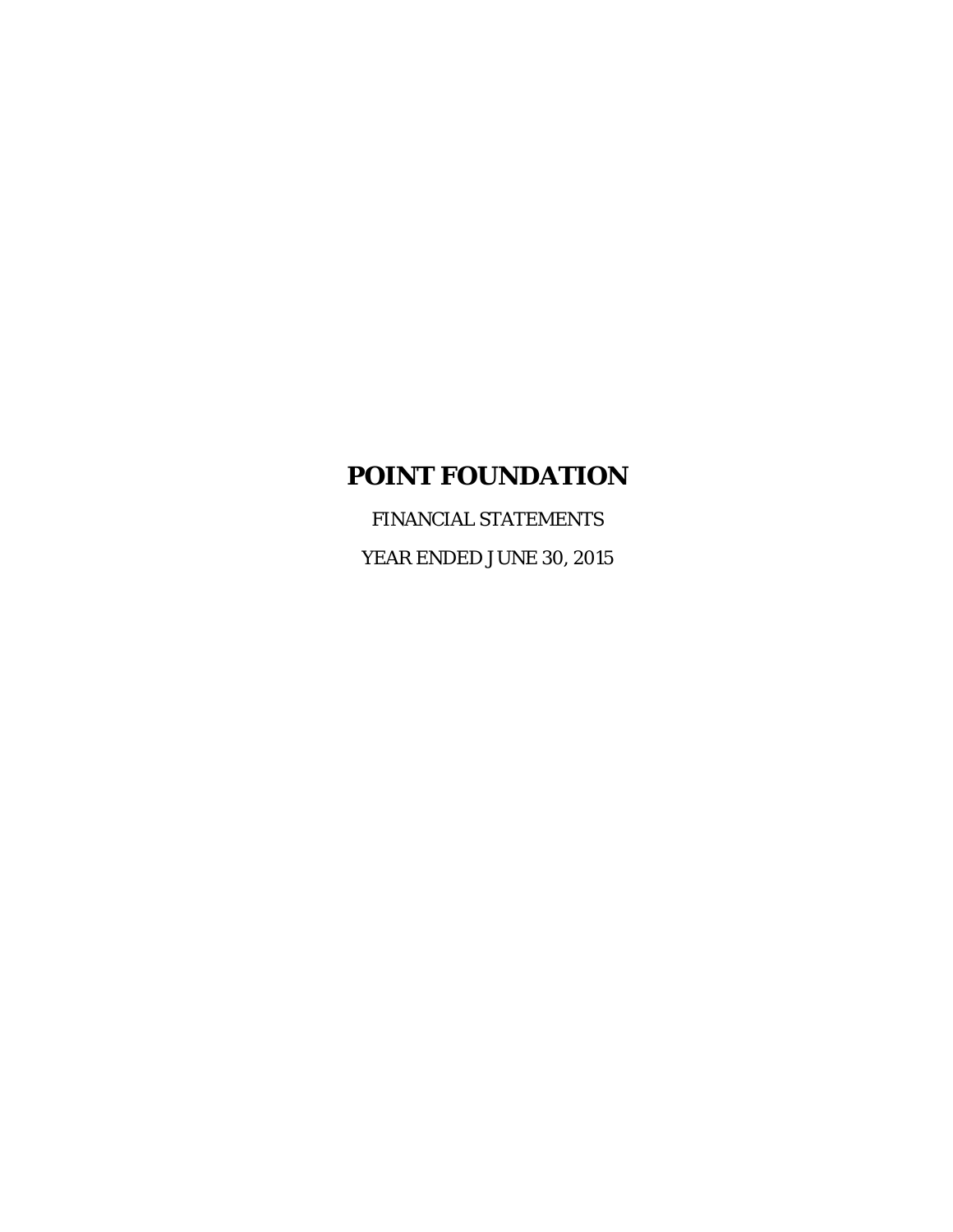# POINT FOUNDATION

FINANCIAL STATEMENTS

YEAR ENDED JUNE 30, 2015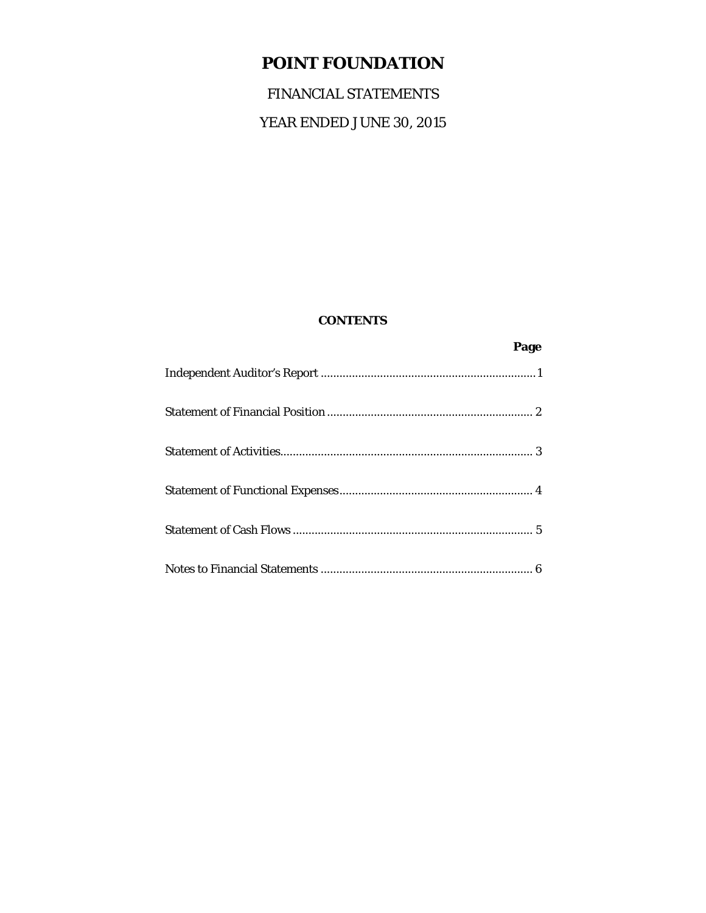# POINT FOUNDATION

FINANCIAL STATEMENTS

YEAR ENDED JUNE 30, 2015

**CONTENTS**

| | **Page** |
|---|---|
| Independent Auditor's Report | 1 |
| Statement of Financial Position | 2 |
| Statement of Activities | 3 |
| Statement of Functional Expenses | 4 |
| Statement of Cash Flows | 5 |
| Notes to Financial Statements | 6 |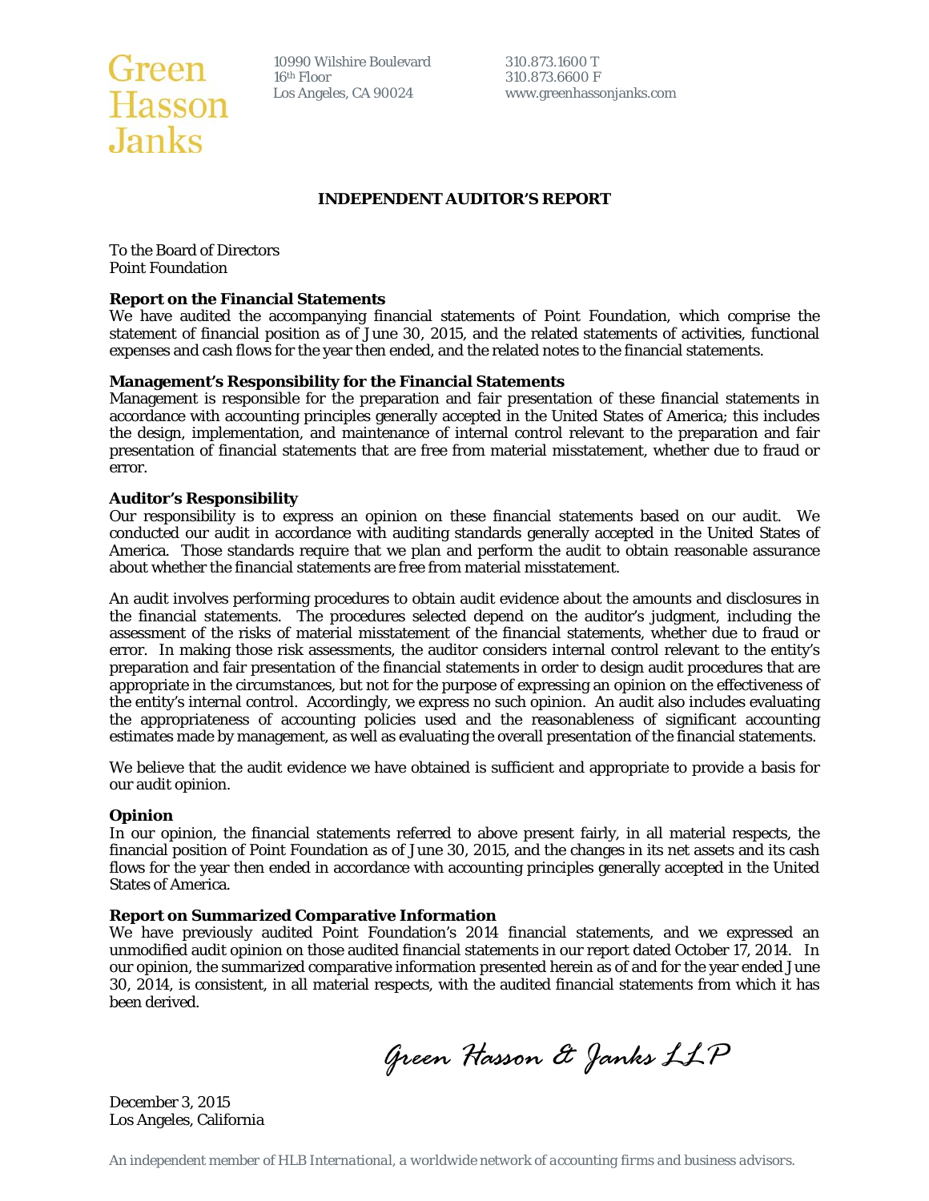Green Hasson Janks

10990 Wilshire Boulevard
16th Floor
Los Angeles, CA 90024

310.873.1600 T
310.873.6600 F
www.greenhassonjanks.com

# INDEPENDENT AUDITOR'S REPORT

To the Board of Directors
Point Foundation

**Report on the Financial Statements**
We have audited the accompanying financial statements of Point Foundation, which comprise the statement of financial position as of June 30, 2015, and the related statements of activities, functional expenses and cash flows for the year then ended, and the related notes to the financial statements.

**Management's Responsibility for the Financial Statements**
Management is responsible for the preparation and fair presentation of these financial statements in accordance with accounting principles generally accepted in the United States of America; this includes the design, implementation, and maintenance of internal control relevant to the preparation and fair presentation of financial statements that are free from material misstatement, whether due to fraud or error.

**Auditor's Responsibility**
Our responsibility is to express an opinion on these financial statements based on our audit. We conducted our audit in accordance with auditing standards generally accepted in the United States of America. Those standards require that we plan and perform the audit to obtain reasonable assurance about whether the financial statements are free from material misstatement.

An audit involves performing procedures to obtain audit evidence about the amounts and disclosures in the financial statements. The procedures selected depend on the auditor's judgment, including the assessment of the risks of material misstatement of the financial statements, whether due to fraud or error. In making those risk assessments, the auditor considers internal control relevant to the entity's preparation and fair presentation of the financial statements in order to design audit procedures that are appropriate in the circumstances, but not for the purpose of expressing an opinion on the effectiveness of the entity's internal control. Accordingly, we express no such opinion. An audit also includes evaluating the appropriateness of accounting policies used and the reasonableness of significant accounting estimates made by management, as well as evaluating the overall presentation of the financial statements.

We believe that the audit evidence we have obtained is sufficient and appropriate to provide a basis for our audit opinion.

**Opinion**
In our opinion, the financial statements referred to above present fairly, in all material respects, the financial position of Point Foundation as of June 30, 2015, and the changes in its net assets and its cash flows for the year then ended in accordance with accounting principles generally accepted in the United States of America.

**Report on Summarized Comparative Information**
We have previously audited Point Foundation's 2014 financial statements, and we expressed an unmodified audit opinion on those audited financial statements in our report dated October 17, 2014. In our opinion, the summarized comparative information presented herein as of and for the year ended June 30, 2014, is consistent, in all material respects, with the audited financial statements from which it has been derived.

*Green Hasson & Janks LLP*

December 3, 2015
Los Angeles, California

*An independent member of HLB International, a worldwide network of accounting firms and business advisors.*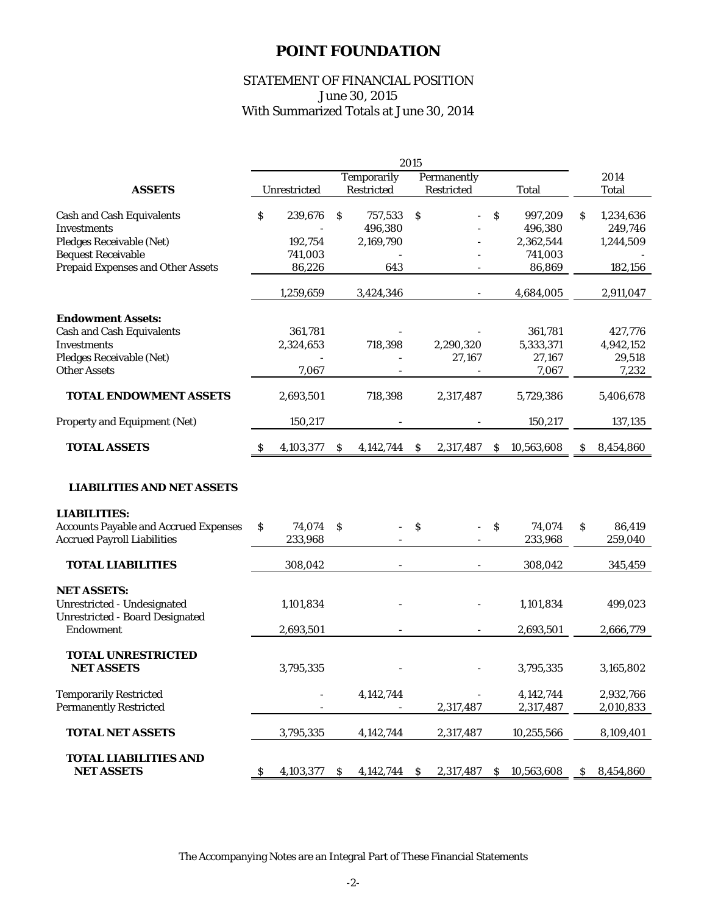# POINT FOUNDATION

STATEMENT OF FINANCIAL POSITION
June 30, 2015
With Summarized Totals at June 30, 2014

| | 2015 | | | | 2014 |
|---|---|---|---|---|---|
| **ASSETS** | Unrestricted | Temporarily Restricted | Permanently Restricted | Total | Total |
| Cash and Cash Equivalents | $ 239,676 | $ 757,533 | $ - | $ 997,209 | $ 1,234,636 |
| Investments | - | 496,380 | - | 496,380 | 249,746 |
| Pledges Receivable (Net) | 192,754 | 2,169,790 | - | 2,362,544 | 1,244,509 |
| Bequest Receivable | 741,003 | - | - | 741,003 | - |
| Prepaid Expenses and Other Assets | 86,226 | 643 | - | 86,869 | 182,156 |
| | 1,259,659 | 3,424,346 | - | 4,684,005 | 2,911,047 |
| **Endowment Assets:** | | | | | |
| Cash and Cash Equivalents | 361,781 | - | - | 361,781 | 427,776 |
| Investments | 2,324,653 | 718,398 | 2,290,320 | 5,333,371 | 4,942,152 |
| Pledges Receivable (Net) | - | - | 27,167 | 27,167 | 29,518 |
| Other Assets | 7,067 | - | - | 7,067 | 7,232 |
| **TOTAL ENDOWMENT ASSETS** | 2,693,501 | 718,398 | 2,317,487 | 5,729,386 | 5,406,678 |
| Property and Equipment (Net) | 150,217 | - | - | 150,217 | 137,135 |
| **TOTAL ASSETS** | $ 4,103,377 | $ 4,142,744 | $ 2,317,487 | $ 10,563,608 | $ 8,454,860 |
| **LIABILITIES AND NET ASSETS** | | | | | |
| **LIABILITIES:** | | | | | |
| Accounts Payable and Accrued Expenses | $ 74,074 | $ - | $ - | $ 74,074 | $ 86,419 |
| Accrued Payroll Liabilities | 233,968 | - | - | 233,968 | 259,040 |
| **TOTAL LIABILITIES** | 308,042 | - | - | 308,042 | 345,459 |
| **NET ASSETS:** | | | | | |
| Unrestricted - Undesignated | 1,101,834 | - | - | 1,101,834 | 499,023 |
| Unrestricted - Board Designated Endowment | 2,693,501 | - | - | 2,693,501 | 2,666,779 |
| **TOTAL UNRESTRICTED NET ASSETS** | 3,795,335 | - | - | 3,795,335 | 3,165,802 |
| Temporarily Restricted | - | 4,142,744 | - | 4,142,744 | 2,932,766 |
| Permanently Restricted | - | - | 2,317,487 | 2,317,487 | 2,010,833 |
| **TOTAL NET ASSETS** | 3,795,335 | 4,142,744 | 2,317,487 | 10,255,566 | 8,109,401 |
| **TOTAL LIABILITIES AND NET ASSETS** | $ 4,103,377 | $ 4,142,744 | $ 2,317,487 | $ 10,563,608 | $ 8,454,860 |

The Accompanying Notes are an Integral Part of These Financial Statements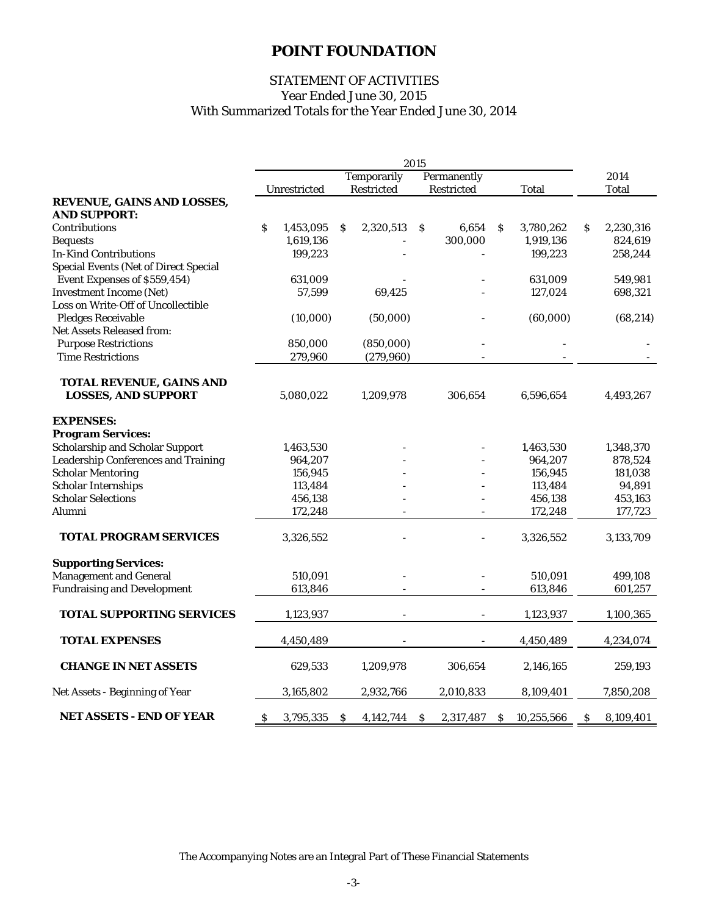# POINT FOUNDATION

## STATEMENT OF ACTIVITIES
Year Ended June 30, 2015
With Summarized Totals for the Year Ended June 30, 2014

| | 2015 | | | | 2014 |
|---|---|---|---|---|---|
| | Unrestricted | Temporarily Restricted | Permanently Restricted | Total | Total |
| **REVENUE, GAINS AND LOSSES, AND SUPPORT:** | | | | | |
| Contributions | $ 1,453,095 | $ 2,320,513 | $ 6,654 | $ 3,780,262 | $ 2,230,316 |
| Bequests | 1,619,136 | - | 300,000 | 1,919,136 | 824,619 |
| In-Kind Contributions | 199,223 | - | - | 199,223 | 258,244 |
| Special Events (Net of Direct Special Event Expenses of $559,454) | 631,009 | - | - | 631,009 | 549,981 |
| Investment Income (Net) | 57,599 | 69,425 | - | 127,024 | 698,321 |
| Loss on Write-Off of Uncollectible Pledges Receivable | (10,000) | (50,000) | - | (60,000) | (68,214) |
| Net Assets Released from: | | | | | |
| Purpose Restrictions | 850,000 | (850,000) | - | - | - |
| Time Restrictions | 279,960 | (279,960) | - | - | - |
| **TOTAL REVENUE, GAINS AND LOSSES, AND SUPPORT** | 5,080,022 | 1,209,978 | 306,654 | 6,596,654 | 4,493,267 |
| **EXPENSES:** | | | | | |
| **Program Services:** | | | | | |
| Scholarship and Scholar Support | 1,463,530 | - | - | 1,463,530 | 1,348,370 |
| Leadership Conferences and Training | 964,207 | - | - | 964,207 | 878,524 |
| Scholar Mentoring | 156,945 | - | - | 156,945 | 181,038 |
| Scholar Internships | 113,484 | - | - | 113,484 | 94,891 |
| Scholar Selections | 456,138 | - | - | 456,138 | 453,163 |
| Alumni | 172,248 | - | - | 172,248 | 177,723 |
| **TOTAL PROGRAM SERVICES** | 3,326,552 | - | - | 3,326,552 | 3,133,709 |
| **Supporting Services:** | | | | | |
| Management and General | 510,091 | - | - | 510,091 | 499,108 |
| Fundraising and Development | 613,846 | - | - | 613,846 | 601,257 |
| **TOTAL SUPPORTING SERVICES** | 1,123,937 | - | - | 1,123,937 | 1,100,365 |
| **TOTAL EXPENSES** | 4,450,489 | - | - | 4,450,489 | 4,234,074 |
| **CHANGE IN NET ASSETS** | 629,533 | 1,209,978 | 306,654 | 2,146,165 | 259,193 |
| Net Assets - Beginning of Year | 3,165,802 | 2,932,766 | 2,010,833 | 8,109,401 | 7,850,208 |
| **NET ASSETS - END OF YEAR** | $ 3,795,335 | $ 4,142,744 | $ 2,317,487 | $ 10,255,566 | $ 8,109,401 |

The Accompanying Notes are an Integral Part of These Financial Statements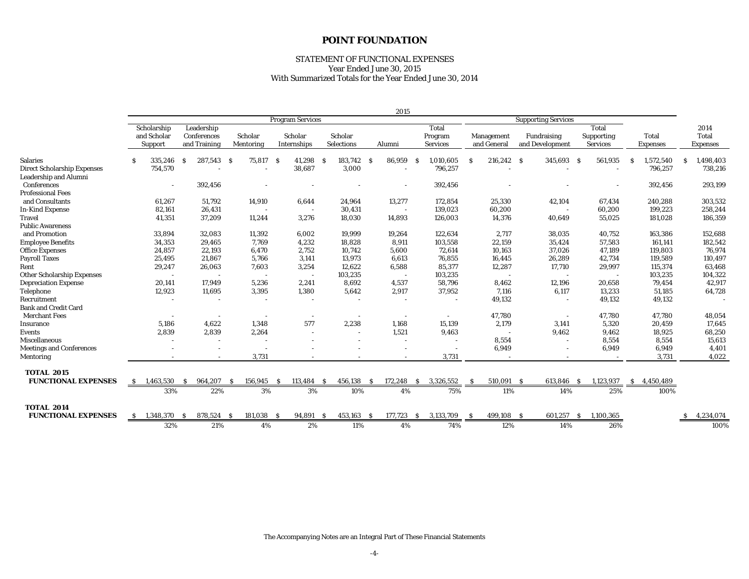# POINT FOUNDATION

STATEMENT OF FUNCTIONAL EXPENSES
Year Ended June 30, 2015
With Summarized Totals for the Year Ended June 30, 2014

| | 2015 | | | | | | | | | | | | |
|---|---|---|---|---|---|---|---|---|---|---|---|---|---|
| | Program Services | | | | | | | Supporting Services | | | | | |
| | Scholarship and Scholar Support | Leadership Conferences and Training | Scholar Mentoring | Scholar Internships | Scholar Selections | Alumni | Total Program Services | Management and General | Fundraising and Development | Total Supporting Services | Total Expenses | 2014 Total Expenses |
| Salaries | $ 335,246 | $ 287,543 | $ 75,817 | $ 41,298 | $ 183,742 | $ 86,959 | $ 1,010,605 | $ 216,242 | $ 345,693 | $ 561,935 | $ 1,572,540 | $ 1,498,403 |
| Direct Scholarship Expenses | 754,570 | - | - | 38,687 | 3,000 | - | 796,257 | - | - | - | 796,257 | 738,216 |
| Leadership and Alumni Conferences | - | 392,456 | - | - | - | - | 392,456 | - | - | - | 392,456 | 293,199 |
| Professional Fees and Consultants | 61,267 | 51,792 | 14,910 | 6,644 | 24,964 | 13,277 | 172,854 | 25,330 | 42,104 | 67,434 | 240,288 | 303,532 |
| In-Kind Expense | 82,161 | 26,431 | - | - | 30,431 | - | 139,023 | 60,200 | - | 60,200 | 199,223 | 258,244 |
| Travel | 41,351 | 37,209 | 11,244 | 3,276 | 18,030 | 14,893 | 126,003 | 14,376 | 40,649 | 55,025 | 181,028 | 186,359 |
| Public Awareness and Promotion | 33,894 | 32,083 | 11,392 | 6,002 | 19,999 | 19,264 | 122,634 | 2,717 | 38,035 | 40,752 | 163,386 | 152,688 |
| Employee Benefits | 34,353 | 29,465 | 7,769 | 4,232 | 18,828 | 8,911 | 103,558 | 22,159 | 35,424 | 57,583 | 161,141 | 182,542 |
| Office Expenses | 24,857 | 22,193 | 6,470 | 2,752 | 10,742 | 5,600 | 72,614 | 10,163 | 37,026 | 47,189 | 119,803 | 76,974 |
| Payroll Taxes | 25,495 | 21,867 | 5,766 | 3,141 | 13,973 | 6,613 | 76,855 | 16,445 | 26,289 | 42,734 | 119,589 | 110,497 |
| Rent | 29,247 | 26,063 | 7,603 | 3,254 | 12,622 | 6,588 | 85,377 | 12,287 | 17,710 | 29,997 | 115,374 | 63,468 |
| Other Scholarship Expenses | - | - | - | - | 103,235 | - | 103,235 | - | - | - | 103,235 | 104,322 |
| Depreciation Expense | 20,141 | 17,949 | 5,236 | 2,241 | 8,692 | 4,537 | 58,796 | 8,462 | 12,196 | 20,658 | 79,454 | 42,917 |
| Telephone | 12,923 | 11,695 | 3,395 | 1,380 | 5,642 | 2,917 | 37,952 | 7,116 | 6,117 | 13,233 | 51,185 | 64,728 |
| Recruitment | - | - | - | - | - | - | - | 49,132 | - | 49,132 | 49,132 | - |
| Bank and Credit Card Merchant Fees | - | - | - | - | - | - | - | 47,780 | - | 47,780 | 47,780 | 48,054 |
| Insurance | 5,186 | 4,622 | 1,348 | 577 | 2,238 | 1,168 | 15,139 | 2,179 | 3,141 | 5,320 | 20,459 | 17,645 |
| Events | 2,839 | 2,839 | 2,264 | - | - | 1,521 | 9,463 | - | 9,462 | 9,462 | 18,925 | 68,250 |
| Miscellaneous | - | - | - | - | - | - | - | 8,554 | - | 8,554 | 8,554 | 15,613 |
| Meetings and Conferences | - | - | - | - | - | - | - | 6,949 | - | 6,949 | 6,949 | 4,401 |
| Mentoring | - | - | 3,731 | - | - | - | 3,731 | - | - | - | 3,731 | 4,022 |
| **TOTAL 2015 FUNCTIONAL EXPENSES** | $ 1,463,530 | $ 964,207 | $ 156,945 | $ 113,484 | $ 456,138 | $ 172,248 | $ 3,326,552 | $ 510,091 | $ 613,846 | $ 1,123,937 | $ 4,450,489 | |
| | 33% | 22% | 3% | 3% | 10% | 4% | 75% | 11% | 14% | 25% | 100% | |
| **TOTAL 2014 FUNCTIONAL EXPENSES** | $ 1,348,370 | $ 878,524 | $ 181,038 | $ 94,891 | $ 453,163 | $ 177,723 | $ 3,133,709 | $ 499,108 | $ 601,257 | $ 1,100,365 | | $ 4,234,074 |
| | 32% | 21% | 4% | 2% | 11% | 4% | 74% | 12% | 14% | 26% | | 100% |

The Accompanying Notes are an Integral Part of These Financial Statements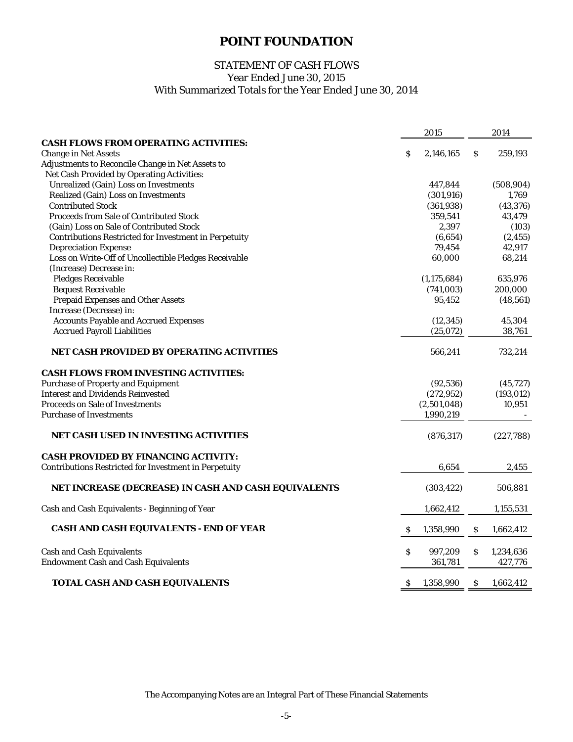# POINT FOUNDATION

## STATEMENT OF CASH FLOWS
Year Ended June 30, 2015
With Summarized Totals for the Year Ended June 30, 2014

| | 2015 | 2014 |
|---|---|---|
| **CASH FLOWS FROM OPERATING ACTIVITIES:** | | |
| Change in Net Assets | $ 2,146,165 | $ 259,193 |
| Adjustments to Reconcile Change in Net Assets to Net Cash Provided by Operating Activities: | | |
| Unrealized (Gain) Loss on Investments | 447,844 | (508,904) |
| Realized (Gain) Loss on Investments | (301,916) | 1,769 |
| Contributed Stock | (361,938) | (43,376) |
| Proceeds from Sale of Contributed Stock | 359,541 | 43,479 |
| (Gain) Loss on Sale of Contributed Stock | 2,397 | (103) |
| Contributions Restricted for Investment in Perpetuity | (6,654) | (2,455) |
| Depreciation Expense | 79,454 | 42,917 |
| Loss on Write-Off of Uncollectible Pledges Receivable | 60,000 | 68,214 |
| (Increase) Decrease in: | | |
| Pledges Receivable | (1,175,684) | 635,976 |
| Bequest Receivable | (741,003) | 200,000 |
| Prepaid Expenses and Other Assets | 95,452 | (48,561) |
| Increase (Decrease) in: | | |
| Accounts Payable and Accrued Expenses | (12,345) | 45,304 |
| Accrued Payroll Liabilities | (25,072) | 38,761 |
| **NET CASH PROVIDED BY OPERATING ACTIVITIES** | 566,241 | 732,214 |
| **CASH FLOWS FROM INVESTING ACTIVITIES:** | | |
| Purchase of Property and Equipment | (92,536) | (45,727) |
| Interest and Dividends Reinvested | (272,952) | (193,012) |
| Proceeds on Sale of Investments | (2,501,048) | 10,951 |
| Purchase of Investments | 1,990,219 | - |
| **NET CASH USED IN INVESTING ACTIVITIES** | (876,317) | (227,788) |
| **CASH PROVIDED BY FINANCING ACTIVITY:** | | |
| Contributions Restricted for Investment in Perpetuity | 6,654 | 2,455 |
| **NET INCREASE (DECREASE) IN CASH AND CASH EQUIVALENTS** | (303,422) | 506,881 |
| Cash and Cash Equivalents - Beginning of Year | 1,662,412 | 1,155,531 |
| **CASH AND CASH EQUIVALENTS - END OF YEAR** | $ 1,358,990 | $ 1,662,412 |
| Cash and Cash Equivalents | $ 997,209 | $ 1,234,636 |
| Endowment Cash and Cash Equivalents | 361,781 | 427,776 |
| **TOTAL CASH AND CASH EQUIVALENTS** | $ 1,358,990 | $ 1,662,412 |

The Accompanying Notes are an Integral Part of These Financial Statements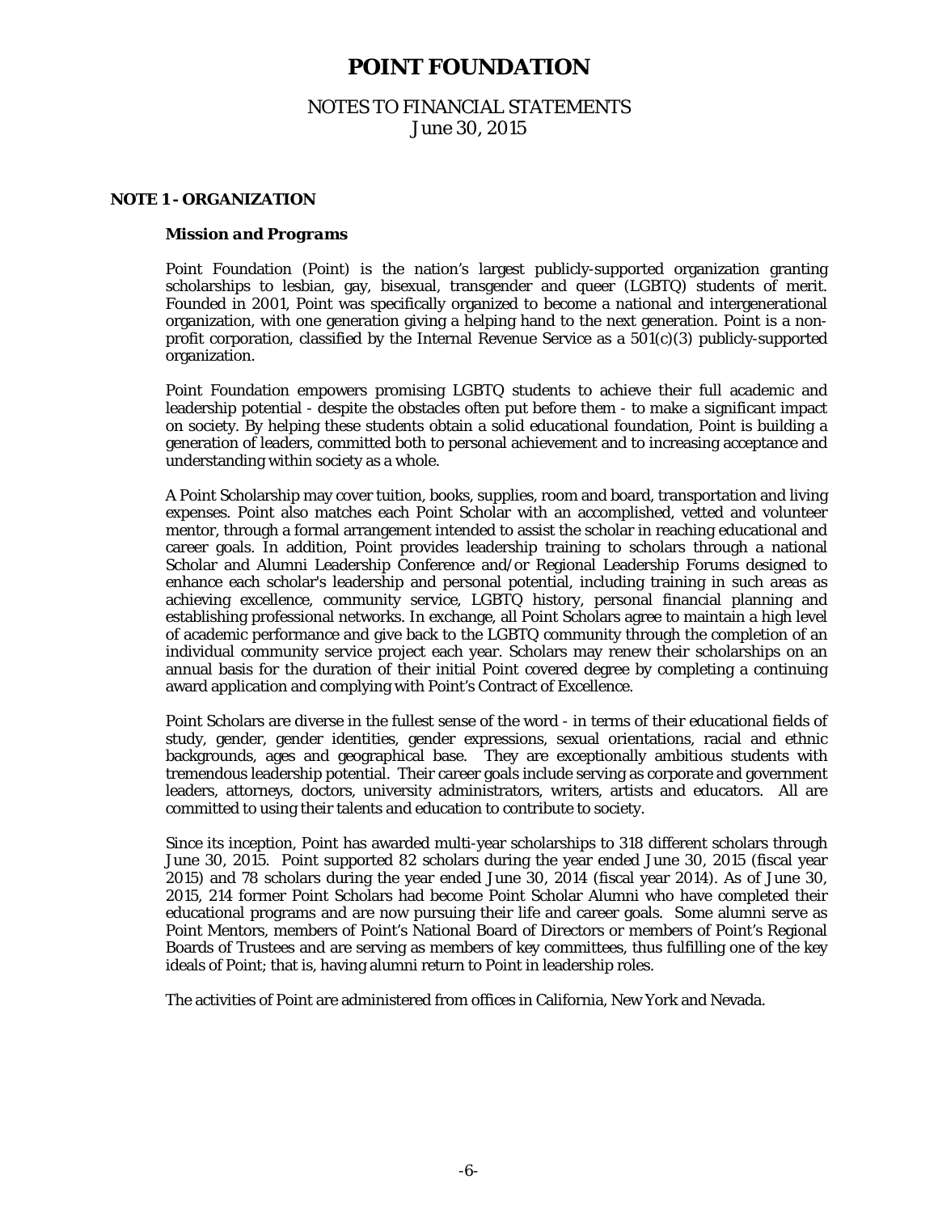# POINT FOUNDATION

NOTES TO FINANCIAL STATEMENTS
June 30, 2015

## NOTE 1 - ORGANIZATION

### *Mission and Programs*

Point Foundation (Point) is the nation's largest publicly-supported organization granting scholarships to lesbian, gay, bisexual, transgender and queer (LGBTQ) students of merit. Founded in 2001, Point was specifically organized to become a national and intergenerational organization, with one generation giving a helping hand to the next generation. Point is a non-profit corporation, classified by the Internal Revenue Service as a 501(c)(3) publicly-supported organization.

Point Foundation empowers promising LGBTQ students to achieve their full academic and leadership potential - despite the obstacles often put before them - to make a significant impact on society. By helping these students obtain a solid educational foundation, Point is building a generation of leaders, committed both to personal achievement and to increasing acceptance and understanding within society as a whole.

A Point Scholarship may cover tuition, books, supplies, room and board, transportation and living expenses. Point also matches each Point Scholar with an accomplished, vetted and volunteer mentor, through a formal arrangement intended to assist the scholar in reaching educational and career goals. In addition, Point provides leadership training to scholars through a national Scholar and Alumni Leadership Conference and/or Regional Leadership Forums designed to enhance each scholar's leadership and personal potential, including training in such areas as achieving excellence, community service, LGBTQ history, personal financial planning and establishing professional networks. In exchange, all Point Scholars agree to maintain a high level of academic performance and give back to the LGBTQ community through the completion of an individual community service project each year. Scholars may renew their scholarships on an annual basis for the duration of their initial Point covered degree by completing a continuing award application and complying with Point's Contract of Excellence.

Point Scholars are diverse in the fullest sense of the word - in terms of their educational fields of study, gender, gender identities, gender expressions, sexual orientations, racial and ethnic backgrounds, ages and geographical base. They are exceptionally ambitious students with tremendous leadership potential. Their career goals include serving as corporate and government leaders, attorneys, doctors, university administrators, writers, artists and educators. All are committed to using their talents and education to contribute to society.

Since its inception, Point has awarded multi-year scholarships to 318 different scholars through June 30, 2015. Point supported 82 scholars during the year ended June 30, 2015 (fiscal year 2015) and 78 scholars during the year ended June 30, 2014 (fiscal year 2014). As of June 30, 2015, 214 former Point Scholars had become Point Scholar Alumni who have completed their educational programs and are now pursuing their life and career goals. Some alumni serve as Point Mentors, members of Point's National Board of Directors or members of Point's Regional Boards of Trustees and are serving as members of key committees, thus fulfilling one of the key ideals of Point; that is, having alumni return to Point in leadership roles.

The activities of Point are administered from offices in California, New York and Nevada.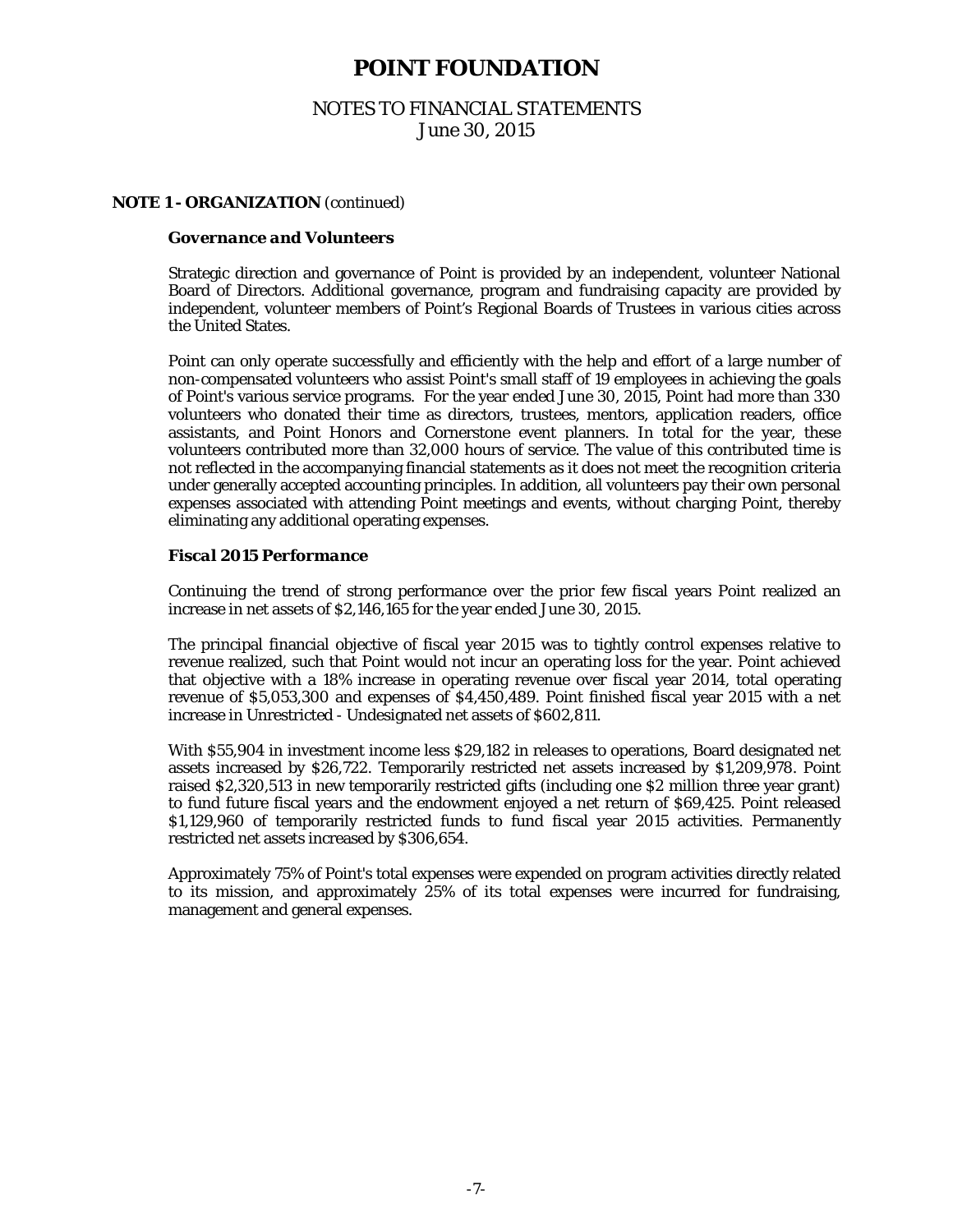# POINT FOUNDATION

NOTES TO FINANCIAL STATEMENTS
June 30, 2015

**NOTE 1 - ORGANIZATION** (continued)

***Governance and Volunteers***

Strategic direction and governance of Point is provided by an independent, volunteer National Board of Directors. Additional governance, program and fundraising capacity are provided by independent, volunteer members of Point's Regional Boards of Trustees in various cities across the United States.

Point can only operate successfully and efficiently with the help and effort of a large number of non-compensated volunteers who assist Point's small staff of 19 employees in achieving the goals of Point's various service programs. For the year ended June 30, 2015, Point had more than 330 volunteers who donated their time as directors, trustees, mentors, application readers, office assistants, and Point Honors and Cornerstone event planners. In total for the year, these volunteers contributed more than 32,000 hours of service. The value of this contributed time is not reflected in the accompanying financial statements as it does not meet the recognition criteria under generally accepted accounting principles. In addition, all volunteers pay their own personal expenses associated with attending Point meetings and events, without charging Point, thereby eliminating any additional operating expenses.

***Fiscal 2015 Performance***

Continuing the trend of strong performance over the prior few fiscal years Point realized an increase in net assets of $2,146,165 for the year ended June 30, 2015.

The principal financial objective of fiscal year 2015 was to tightly control expenses relative to revenue realized, such that Point would not incur an operating loss for the year. Point achieved that objective with a 18% increase in operating revenue over fiscal year 2014, total operating revenue of $5,053,300 and expenses of $4,450,489. Point finished fiscal year 2015 with a net increase in Unrestricted - Undesignated net assets of $602,811.

With $55,904 in investment income less $29,182 in releases to operations, Board designated net assets increased by $26,722. Temporarily restricted net assets increased by $1,209,978. Point raised $2,320,513 in new temporarily restricted gifts (including one $2 million three year grant) to fund future fiscal years and the endowment enjoyed a net return of $69,425. Point released $1,129,960 of temporarily restricted funds to fund fiscal year 2015 activities. Permanently restricted net assets increased by $306,654.

Approximately 75% of Point's total expenses were expended on program activities directly related to its mission, and approximately 25% of its total expenses were incurred for fundraising, management and general expenses.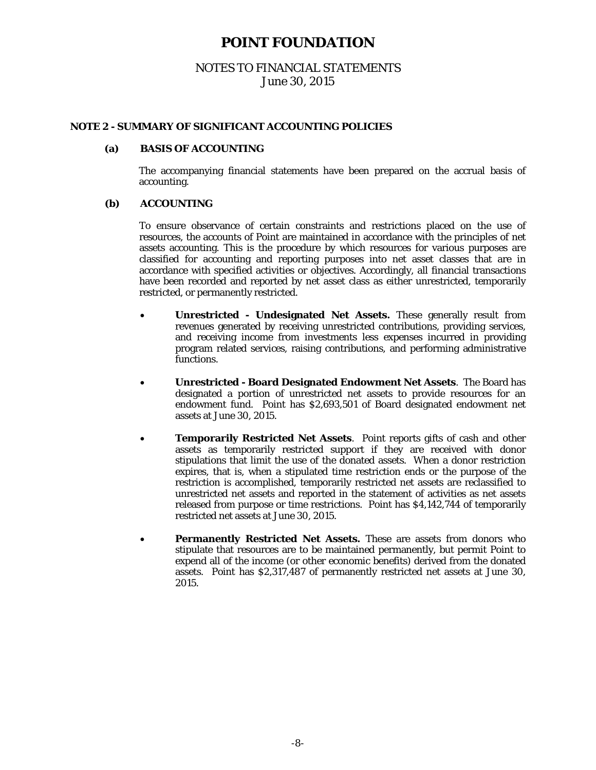# POINT FOUNDATION

NOTES TO FINANCIAL STATEMENTS
June 30, 2015

## NOTE 2 - SUMMARY OF SIGNIFICANT ACCOUNTING POLICIES

### (a) BASIS OF ACCOUNTING

The accompanying financial statements have been prepared on the accrual basis of accounting.

### (b) ACCOUNTING

To ensure observance of certain constraints and restrictions placed on the use of resources, the accounts of Point are maintained in accordance with the principles of net assets accounting. This is the procedure by which resources for various purposes are classified for accounting and reporting purposes into net asset classes that are in accordance with specified activities or objectives. Accordingly, all financial transactions have been recorded and reported by net asset class as either unrestricted, temporarily restricted, or permanently restricted.

- **Unrestricted - Undesignated Net Assets.** These generally result from revenues generated by receiving unrestricted contributions, providing services, and receiving income from investments less expenses incurred in providing program related services, raising contributions, and performing administrative functions.

- **Unrestricted - Board Designated Endowment Net Assets**. The Board has designated a portion of unrestricted net assets to provide resources for an endowment fund. Point has $2,693,501 of Board designated endowment net assets at June 30, 2015.

- **Temporarily Restricted Net Assets**. Point reports gifts of cash and other assets as temporarily restricted support if they are received with donor stipulations that limit the use of the donated assets. When a donor restriction expires, that is, when a stipulated time restriction ends or the purpose of the restriction is accomplished, temporarily restricted net assets are reclassified to unrestricted net assets and reported in the statement of activities as net assets released from purpose or time restrictions. Point has $4,142,744 of temporarily restricted net assets at June 30, 2015.

- **Permanently Restricted Net Assets.** These are assets from donors who stipulate that resources are to be maintained permanently, but permit Point to expend all of the income (or other economic benefits) derived from the donated assets. Point has $2,317,487 of permanently restricted net assets at June 30, 2015.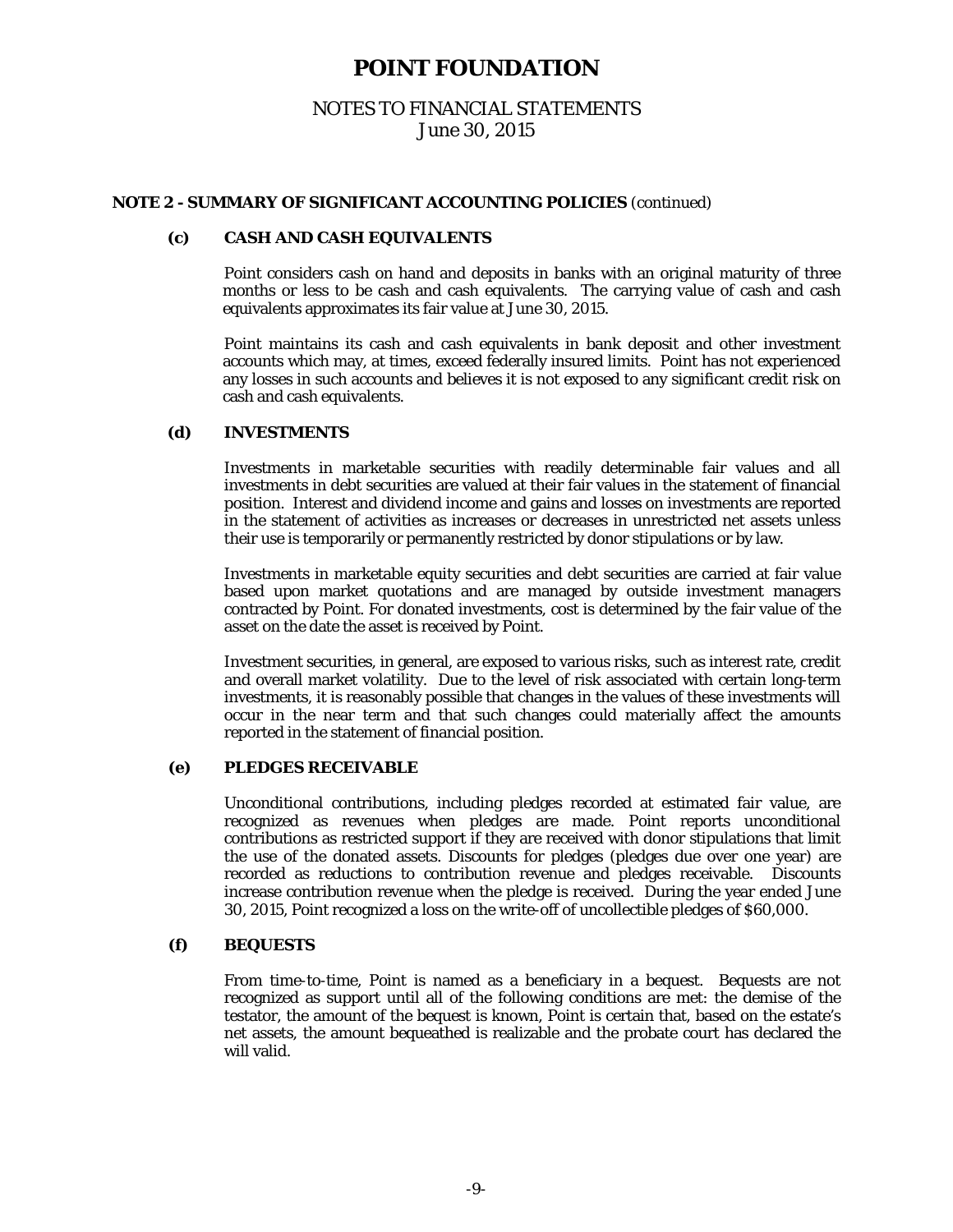# POINT FOUNDATION

## NOTES TO FINANCIAL STATEMENTS
June 30, 2015

### NOTE 2 - SUMMARY OF SIGNIFICANT ACCOUNTING POLICIES *(continued)*

**(c) CASH AND CASH EQUIVALENTS**

Point considers cash on hand and deposits in banks with an original maturity of three months or less to be cash and cash equivalents. The carrying value of cash and cash equivalents approximates its fair value at June 30, 2015.

Point maintains its cash and cash equivalents in bank deposit and other investment accounts which may, at times, exceed federally insured limits. Point has not experienced any losses in such accounts and believes it is not exposed to any significant credit risk on cash and cash equivalents.

**(d) INVESTMENTS**

Investments in marketable securities with readily determinable fair values and all investments in debt securities are valued at their fair values in the statement of financial position. Interest and dividend income and gains and losses on investments are reported in the statement of activities as increases or decreases in unrestricted net assets unless their use is temporarily or permanently restricted by donor stipulations or by law.

Investments in marketable equity securities and debt securities are carried at fair value based upon market quotations and are managed by outside investment managers contracted by Point. For donated investments, cost is determined by the fair value of the asset on the date the asset is received by Point.

Investment securities, in general, are exposed to various risks, such as interest rate, credit and overall market volatility. Due to the level of risk associated with certain long-term investments, it is reasonably possible that changes in the values of these investments will occur in the near term and that such changes could materially affect the amounts reported in the statement of financial position.

**(e) PLEDGES RECEIVABLE**

Unconditional contributions, including pledges recorded at estimated fair value, are recognized as revenues when pledges are made. Point reports unconditional contributions as restricted support if they are received with donor stipulations that limit the use of the donated assets. Discounts for pledges (pledges due over one year) are recorded as reductions to contribution revenue and pledges receivable. Discounts increase contribution revenue when the pledge is received. During the year ended June 30, 2015, Point recognized a loss on the write-off of uncollectible pledges of $60,000.

**(f) BEQUESTS**

From time-to-time, Point is named as a beneficiary in a bequest. Bequests are not recognized as support until all of the following conditions are met: the demise of the testator, the amount of the bequest is known, Point is certain that, based on the estate's net assets, the amount bequeathed is realizable and the probate court has declared the will valid.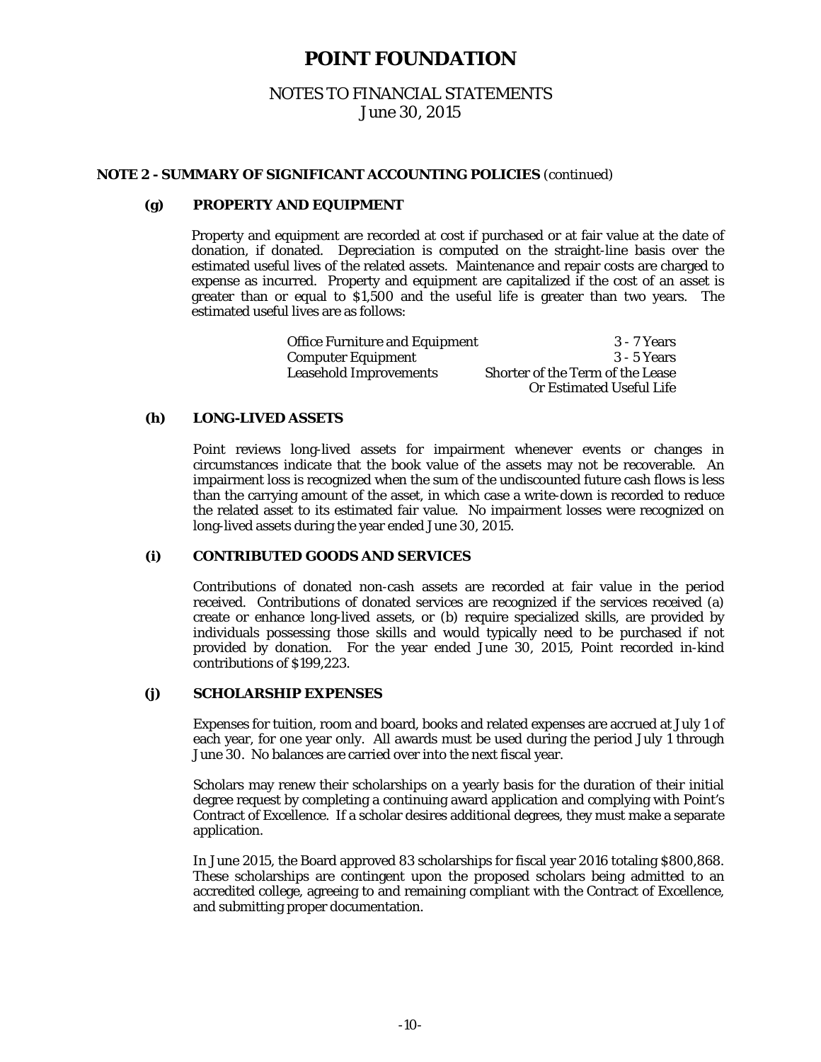# POINT FOUNDATION

## NOTES TO FINANCIAL STATEMENTS
June 30, 2015

### NOTE 2 - SUMMARY OF SIGNIFICANT ACCOUNTING POLICIES (continued)

#### (g) PROPERTY AND EQUIPMENT

Property and equipment are recorded at cost if purchased or at fair value at the date of donation, if donated. Depreciation is computed on the straight-line basis over the estimated useful lives of the related assets. Maintenance and repair costs are charged to expense as incurred. Property and equipment are capitalized if the cost of an asset is greater than or equal to $1,500 and the useful life is greater than two years. The estimated useful lives are as follows:

| | |
|---|---|
| Office Furniture and Equipment | 3 - 7 Years |
| Computer Equipment | 3 - 5 Years |
| Leasehold Improvements | Shorter of the Term of the Lease Or Estimated Useful Life |

#### (h) LONG-LIVED ASSETS

Point reviews long-lived assets for impairment whenever events or changes in circumstances indicate that the book value of the assets may not be recoverable. An impairment loss is recognized when the sum of the undiscounted future cash flows is less than the carrying amount of the asset, in which case a write-down is recorded to reduce the related asset to its estimated fair value. No impairment losses were recognized on long-lived assets during the year ended June 30, 2015.

#### (i) CONTRIBUTED GOODS AND SERVICES

Contributions of donated non-cash assets are recorded at fair value in the period received. Contributions of donated services are recognized if the services received (a) create or enhance long-lived assets, or (b) require specialized skills, are provided by individuals possessing those skills and would typically need to be purchased if not provided by donation. For the year ended June 30, 2015, Point recorded in-kind contributions of $199,223.

#### (j) SCHOLARSHIP EXPENSES

Expenses for tuition, room and board, books and related expenses are accrued at July 1 of each year, for one year only. All awards must be used during the period July 1 through June 30. No balances are carried over into the next fiscal year.

Scholars may renew their scholarships on a yearly basis for the duration of their initial degree request by completing a continuing award application and complying with Point's Contract of Excellence. If a scholar desires additional degrees, they must make a separate application.

In June 2015, the Board approved 83 scholarships for fiscal year 2016 totaling $800,868. These scholarships are contingent upon the proposed scholars being admitted to an accredited college, agreeing to and remaining compliant with the Contract of Excellence, and submitting proper documentation.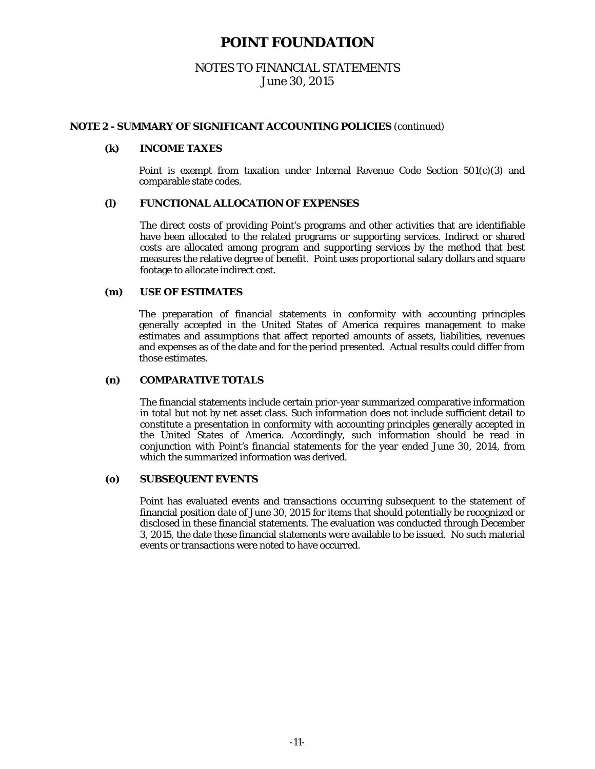# POINT FOUNDATION

## NOTES TO FINANCIAL STATEMENTS
June 30, 2015

**NOTE 2 - SUMMARY OF SIGNIFICANT ACCOUNTING POLICIES** (continued)

**(k) INCOME TAXES**

Point is exempt from taxation under Internal Revenue Code Section 501(c)(3) and comparable state codes.

**(l) FUNCTIONAL ALLOCATION OF EXPENSES**

The direct costs of providing Point's programs and other activities that are identifiable have been allocated to the related programs or supporting services. Indirect or shared costs are allocated among program and supporting services by the method that best measures the relative degree of benefit. Point uses proportional salary dollars and square footage to allocate indirect cost.

**(m) USE OF ESTIMATES**

The preparation of financial statements in conformity with accounting principles generally accepted in the United States of America requires management to make estimates and assumptions that affect reported amounts of assets, liabilities, revenues and expenses as of the date and for the period presented. Actual results could differ from those estimates.

**(n) COMPARATIVE TOTALS**

The financial statements include certain prior-year summarized comparative information in total but not by net asset class. Such information does not include sufficient detail to constitute a presentation in conformity with accounting principles generally accepted in the United States of America. Accordingly, such information should be read in conjunction with Point's financial statements for the year ended June 30, 2014, from which the summarized information was derived.

**(o) SUBSEQUENT EVENTS**

Point has evaluated events and transactions occurring subsequent to the statement of financial position date of June 30, 2015 for items that should potentially be recognized or disclosed in these financial statements. The evaluation was conducted through December 3, 2015, the date these financial statements were available to be issued. No such material events or transactions were noted to have occurred.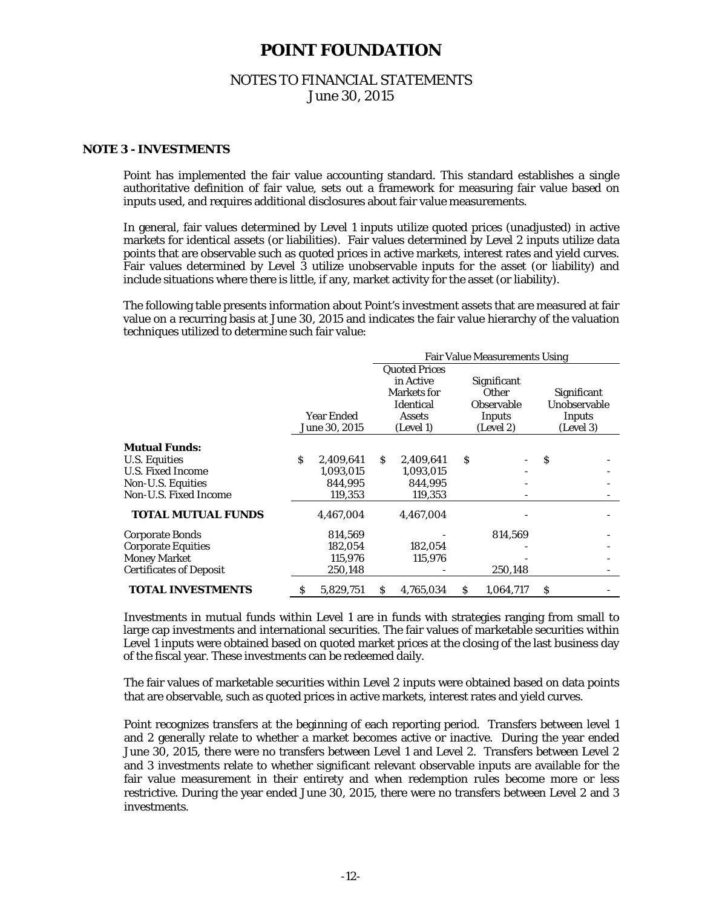# POINT FOUNDATION

## NOTES TO FINANCIAL STATEMENTS
June 30, 2015

### NOTE 3 - INVESTMENTS

Point has implemented the fair value accounting standard. This standard establishes a single authoritative definition of fair value, sets out a framework for measuring fair value based on inputs used, and requires additional disclosures about fair value measurements.

In general, fair values determined by Level 1 inputs utilize quoted prices (unadjusted) in active markets for identical assets (or liabilities). Fair values determined by Level 2 inputs utilize data points that are observable such as quoted prices in active markets, interest rates and yield curves. Fair values determined by Level 3 utilize unobservable inputs for the asset (or liability) and include situations where there is little, if any, market activity for the asset (or liability).

The following table presents information about Point's investment assets that are measured at fair value on a recurring basis at June 30, 2015 and indicates the fair value hierarchy of the valuation techniques utilized to determine such fair value:

| | | Fair Value Measurements Using | | |
|---|---|---|---|---|
| | Year Ended June 30, 2015 | Quoted Prices in Active Markets for Identical Assets (Level 1) | Significant Other Observable Inputs (Level 2) | Significant Unobservable Inputs (Level 3) |
| **Mutual Funds:** | | | | |
| U.S. Equities | $ 2,409,641 | $ 2,409,641 | $ - | $ - |
| U.S. Fixed Income | 1,093,015 | 1,093,015 | - | - |
| Non-U.S. Equities | 844,995 | 844,995 | - | - |
| Non-U.S. Fixed Income | 119,353 | 119,353 | - | - |
| **TOTAL MUTUAL FUNDS** | 4,467,004 | 4,467,004 | - | - |
| Corporate Bonds | 814,569 | - | 814,569 | - |
| Corporate Equities | 182,054 | 182,054 | - | - |
| Money Market | 115,976 | 115,976 | - | - |
| Certificates of Deposit | 250,148 | - | 250,148 | - |
| **TOTAL INVESTMENTS** | $ 5,829,751 | $ 4,765,034 | $ 1,064,717 | $ - |

Investments in mutual funds within Level 1 are in funds with strategies ranging from small to large cap investments and international securities. The fair values of marketable securities within Level 1 inputs were obtained based on quoted market prices at the closing of the last business day of the fiscal year. These investments can be redeemed daily.

The fair values of marketable securities within Level 2 inputs were obtained based on data points that are observable, such as quoted prices in active markets, interest rates and yield curves.

Point recognizes transfers at the beginning of each reporting period. Transfers between level 1 and 2 generally relate to whether a market becomes active or inactive. During the year ended June 30, 2015, there were no transfers between Level 1 and Level 2. Transfers between Level 2 and 3 investments relate to whether significant relevant observable inputs are available for the fair value measurement in their entirety and when redemption rules become more or less restrictive. During the year ended June 30, 2015, there were no transfers between Level 2 and 3 investments.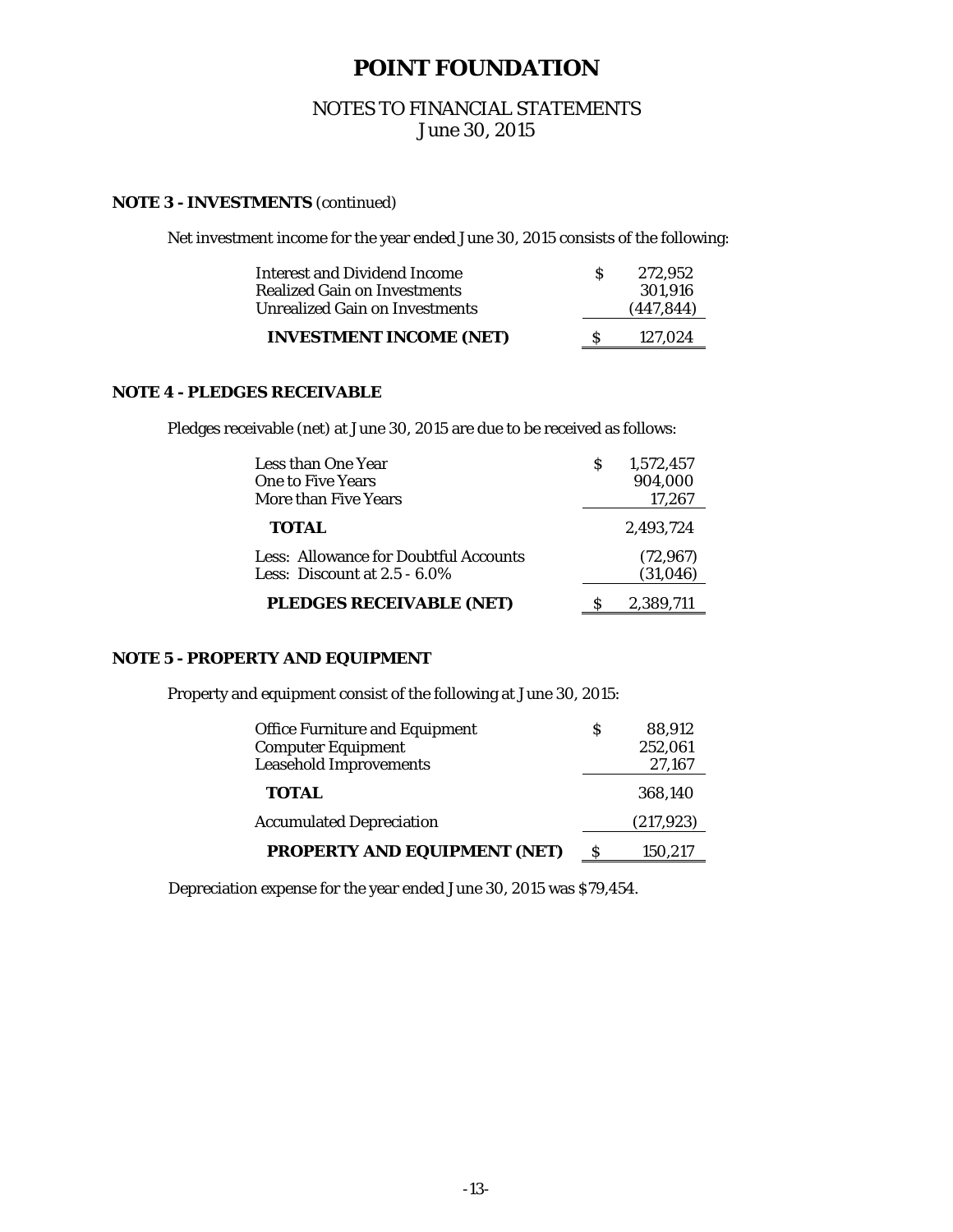# POINT FOUNDATION

## NOTES TO FINANCIAL STATEMENTS
June 30, 2015

### NOTE 3 - INVESTMENTS (continued)

Net investment income for the year ended June 30, 2015 consists of the following:

| | | |
|---|---|---|
| Interest and Dividend Income | $ | 272,952 |
| Realized Gain on Investments | | 301,916 |
| Unrealized Gain on Investments | | (447,844) |
| **INVESTMENT INCOME (NET)** | $ | 127,024 |

### NOTE 4 - PLEDGES RECEIVABLE

Pledges receivable (net) at June 30, 2015 are due to be received as follows:

| | | |
|---|---|---|
| Less than One Year | $ | 1,572,457 |
| One to Five Years | | 904,000 |
| More than Five Years | | 17,267 |
| **TOTAL** | | 2,493,724 |
| Less: Allowance for Doubtful Accounts | | (72,967) |
| Less: Discount at 2.5 - 6.0% | | (31,046) |
| **PLEDGES RECEIVABLE (NET)** | $ | 2,389,711 |

### NOTE 5 - PROPERTY AND EQUIPMENT

Property and equipment consist of the following at June 30, 2015:

| | | |
|---|---|---|
| Office Furniture and Equipment | $ | 88,912 |
| Computer Equipment | | 252,061 |
| Leasehold Improvements | | 27,167 |
| **TOTAL** | | 368,140 |
| Accumulated Depreciation | | (217,923) |
| **PROPERTY AND EQUIPMENT (NET)** | $ | 150,217 |

Depreciation expense for the year ended June 30, 2015 was $79,454.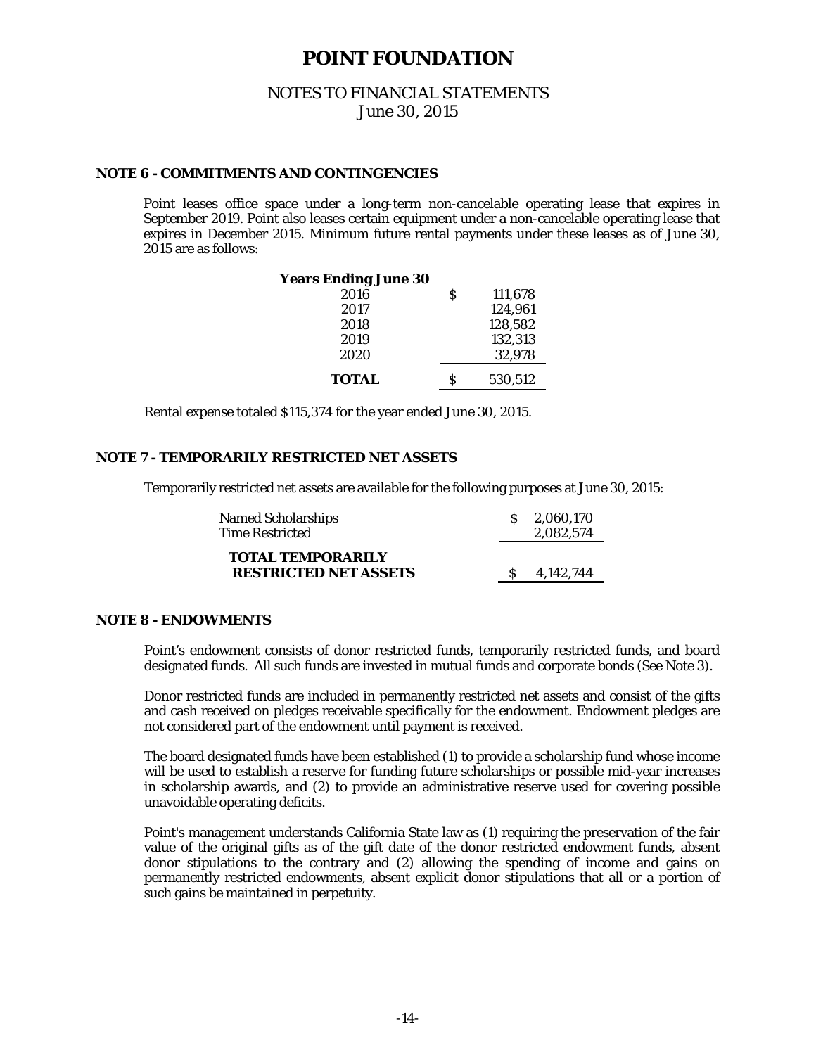# POINT FOUNDATION

## NOTES TO FINANCIAL STATEMENTS
June 30, 2015

### NOTE 6 - COMMITMENTS AND CONTINGENCIES

Point leases office space under a long-term non-cancelable operating lease that expires in September 2019. Point also leases certain equipment under a non-cancelable operating lease that expires in December 2015. Minimum future rental payments under these leases as of June 30, 2015 are as follows:

| **Years Ending June 30** | |
|---|---|
| 2016 | $ 111,678 |
| 2017 | 124,961 |
| 2018 | 128,582 |
| 2019 | 132,313 |
| 2020 | 32,978 |
| **TOTAL** | $ 530,512 |

Rental expense totaled $115,374 for the year ended June 30, 2015.

### NOTE 7 - TEMPORARILY RESTRICTED NET ASSETS

Temporarily restricted net assets are available for the following purposes at June 30, 2015:

| | |
|---|---|
| Named Scholarships | $ 2,060,170 |
| Time Restricted | 2,082,574 |
| **TOTAL TEMPORARILY RESTRICTED NET ASSETS** | $ 4,142,744 |

### NOTE 8 - ENDOWMENTS

Point's endowment consists of donor restricted funds, temporarily restricted funds, and board designated funds. All such funds are invested in mutual funds and corporate bonds (See Note 3).

Donor restricted funds are included in permanently restricted net assets and consist of the gifts and cash received on pledges receivable specifically for the endowment. Endowment pledges are not considered part of the endowment until payment is received.

The board designated funds have been established (1) to provide a scholarship fund whose income will be used to establish a reserve for funding future scholarships or possible mid-year increases in scholarship awards, and (2) to provide an administrative reserve used for covering possible unavoidable operating deficits.

Point's management understands California State law as (1) requiring the preservation of the fair value of the original gifts as of the gift date of the donor restricted endowment funds, absent donor stipulations to the contrary and (2) allowing the spending of income and gains on permanently restricted endowments, absent explicit donor stipulations that all or a portion of such gains be maintained in perpetuity.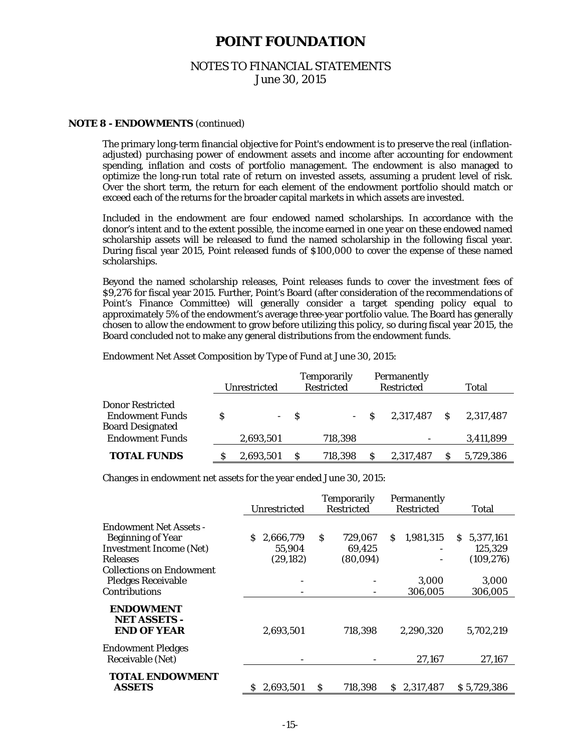# POINT FOUNDATION

## NOTES TO FINANCIAL STATEMENTS
June 30, 2015

**NOTE 8 - ENDOWMENTS** (continued)

The primary long-term financial objective for Point's endowment is to preserve the real (inflation-adjusted) purchasing power of endowment assets and income after accounting for endowment spending, inflation and costs of portfolio management. The endowment is also managed to optimize the long-run total rate of return on invested assets, assuming a prudent level of risk. Over the short term, the return for each element of the endowment portfolio should match or exceed each of the returns for the broader capital markets in which assets are invested.

Included in the endowment are four endowed named scholarships. In accordance with the donor's intent and to the extent possible, the income earned in one year on these endowed named scholarship assets will be released to fund the named scholarship in the following fiscal year. During fiscal year 2015, Point released funds of $100,000 to cover the expense of these named scholarships.

Beyond the named scholarship releases, Point releases funds to cover the investment fees of $9,276 for fiscal year 2015. Further, Point's Board (after consideration of the recommendations of Point's Finance Committee) will generally consider a target spending policy equal to approximately 5% of the endowment's average three-year portfolio value. The Board has generally chosen to allow the endowment to grow before utilizing this policy, so during fiscal year 2015, the Board concluded not to make any general distributions from the endowment funds.

Endowment Net Asset Composition by Type of Fund at June 30, 2015:

| | Unrestricted | Temporarily Restricted | Permanently Restricted | Total |
|---|---|---|---|---|
| Donor Restricted Endowment Funds | $ - | $ - | $ 2,317,487 | $ 2,317,487 |
| Board Designated Endowment Funds | 2,693,501 | 718,398 | - | 3,411,899 |
| **TOTAL FUNDS** | $ 2,693,501 | $ 718,398 | $ 2,317,487 | $ 5,729,386 |

Changes in endowment net assets for the year ended June 30, 2015:

| | Unrestricted | Temporarily Restricted | Permanently Restricted | Total |
|---|---|---|---|---|
| Endowment Net Assets - Beginning of Year | $ 2,666,779 | $ 729,067 | $ 1,981,315 | $ 5,377,161 |
| Investment Income (Net) | 55,904 | 69,425 | - | 125,329 |
| Releases | (29,182) | (80,094) | - | (109,276) |
| Collections on Endowment Pledges Receivable | - | - | 3,000 | 3,000 |
| Contributions | - | - | 306,005 | 306,005 |
| **ENDOWMENT NET ASSETS - END OF YEAR** | 2,693,501 | 718,398 | 2,290,320 | 5,702,219 |
| Endowment Pledges Receivable (Net) | - | - | 27,167 | 27,167 |
| **TOTAL ENDOWMENT ASSETS** | $ 2,693,501 | $ 718,398 | $ 2,317,487 | $ 5,729,386 |